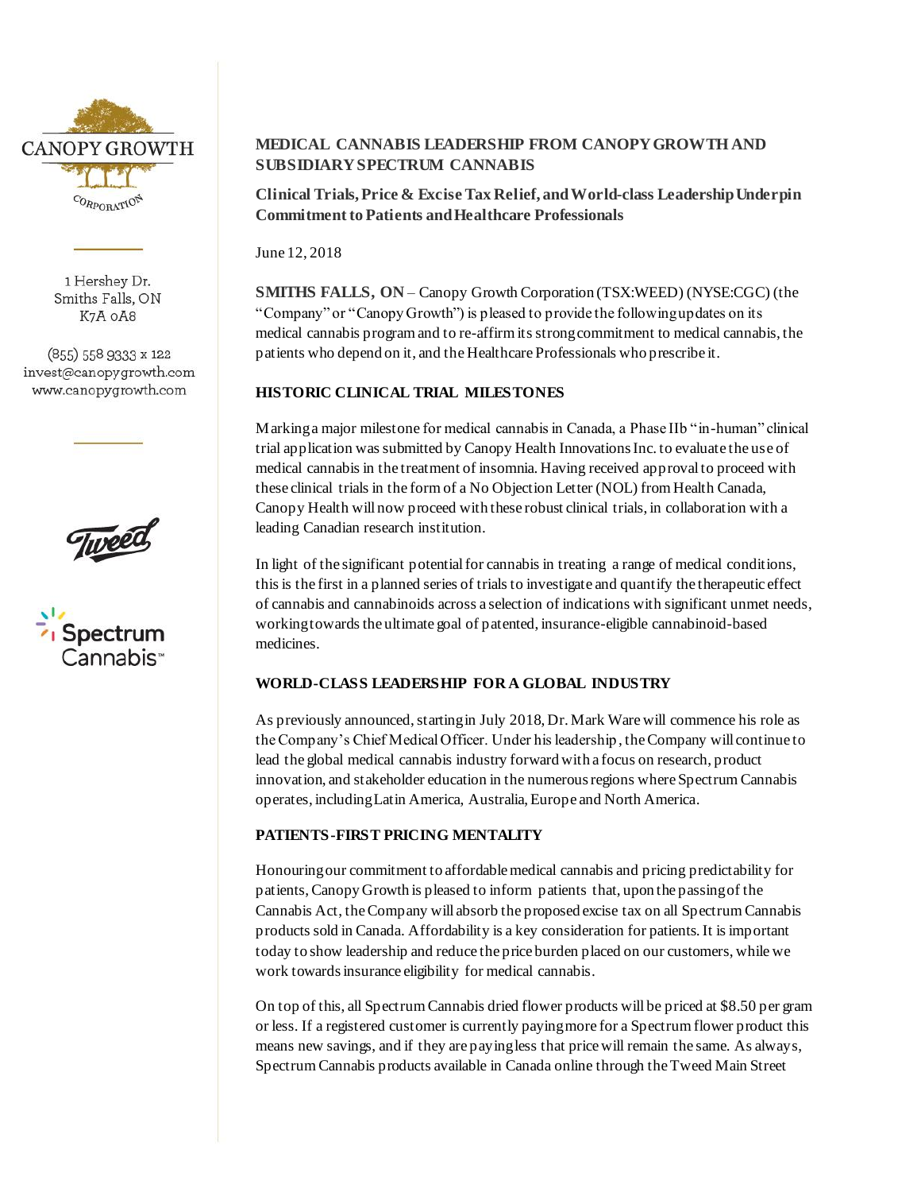CANOPY GROWTH CORPORATION

1 Hershey Dr.
Smiths Falls, ON
K7A 0A8

(855) 558 9333 x 122
invest@canopygrowth.com
www.canopygrowth.com

# MEDICAL CANNABIS LEADERSHIP FROM CANOPY GROWTH AND SUBSIDIARY SPECTRUM CANNABIS

## Clinical Trials, Price & Excise Tax Relief, and World-class Leadership Underpin Commitment to Patients and Healthcare Professionals

June 12, 2018

**SMITHS FALLS, ON** – Canopy Growth Corporation (TSX:WEED) (NYSE:CGC) (the "Company" or "Canopy Growth") is pleased to provide the following updates on its medical cannabis program and to re-affirm its strong commitment to medical cannabis, the patients who depend on it, and the Healthcare Professionals who prescribe it.

### HISTORIC CLINICAL TRIAL MILESTONES

Marking a major milestone for medical cannabis in Canada, a Phase IIb "in-human" clinical trial application was submitted by Canopy Health Innovations Inc. to evaluate the use of medical cannabis in the treatment of insomnia. Having received approval to proceed with these clinical trials in the form of a No Objection Letter (NOL) from Health Canada, Canopy Health will now proceed with these robust clinical trials, in collaboration with a leading Canadian research institution.

In light of the significant potential for cannabis in treating a range of medical conditions, this is the first in a planned series of trials to investigate and quantify the therapeutic effect of cannabis and cannabinoids across a selection of indications with significant unmet needs, working towards the ultimate goal of patented, insurance-eligible cannabinoid-based medicines.

### WORLD-CLASS LEADERSHIP FOR A GLOBAL INDUSTRY

As previously announced, starting in July 2018, Dr. Mark Ware will commence his role as the Company's Chief Medical Officer. Under his leadership, the Company will continue to lead the global medical cannabis industry forward with a focus on research, product innovation, and stakeholder education in the numerous regions where Spectrum Cannabis operates, including Latin America, Australia, Europe and North America.

### PATIENTS-FIRST PRICING MENTALITY

Honouring our commitment to affordable medical cannabis and pricing predictability for patients, Canopy Growth is pleased to inform patients that, upon the passing of the Cannabis Act, the Company will absorb the proposed excise tax on all Spectrum Cannabis products sold in Canada. Affordability is a key consideration for patients. It is important today to show leadership and reduce the price burden placed on our customers, while we work towards insurance eligibility for medical cannabis.

On top of this, all Spectrum Cannabis dried flower products will be priced at $8.50 per gram or less. If a registered customer is currently paying more for a Spectrum flower product this means new savings, and if they are paying less that price will remain the same. As always, Spectrum Cannabis products available in Canada online through the Tweed Main Street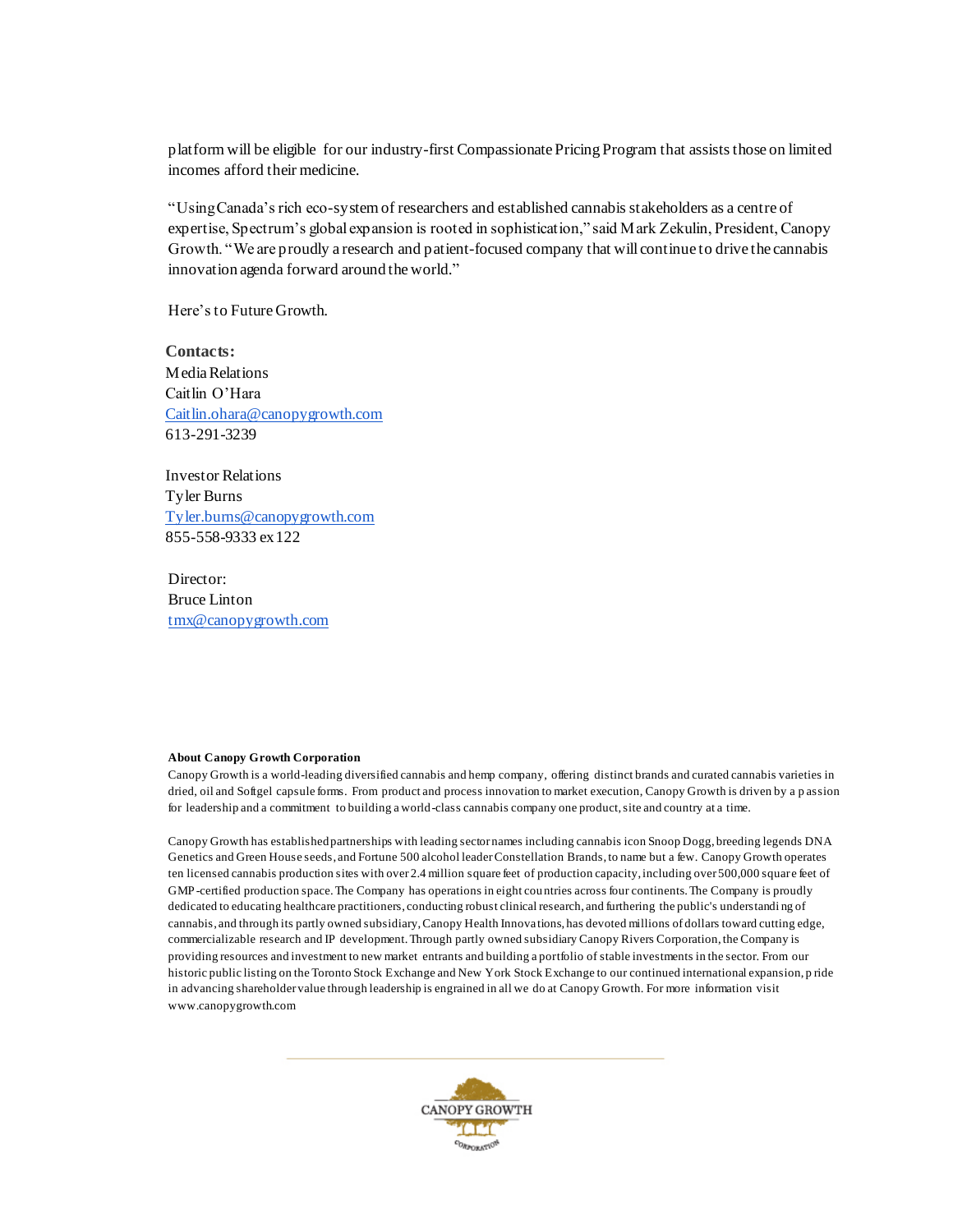platform will be eligible for our industry-first Compassionate Pricing Program that assists those on limited incomes afford their medicine.

"Using Canada's rich eco-system of researchers and established cannabis stakeholders as a centre of expertise, Spectrum's global expansion is rooted in sophistication," said Mark Zekulin, President, Canopy Growth. "We are proudly a research and patient-focused company that will continue to drive the cannabis innovation agenda forward around the world."

Here's to Future Growth.

**Contacts:**
Media Relations
Caitlin O'Hara
Caitlin.ohara@canopygrowth.com
613-291-3239

Investor Relations
Tyler Burns
Tyler.burns@canopygrowth.com
855-558-9333 ex 122

Director:
Bruce Linton
tmx@canopygrowth.com

**About Canopy Growth Corporation**

Canopy Growth is a world-leading diversified cannabis and hemp company, offering distinct brands and curated cannabis varieties in dried, oil and Softgel capsule forms. From product and process innovation to market execution, Canopy Growth is driven by a passion for leadership and a commitment to building a world-class cannabis company one product, site and country at a time.

Canopy Growth has established partnerships with leading sector names including cannabis icon Snoop Dogg, breeding legends DNA Genetics and Green House seeds, and Fortune 500 alcohol leader Constellation Brands, to name but a few. Canopy Growth operates ten licensed cannabis production sites with over 2.4 million square feet of production capacity, including over 500,000 square feet of GMP-certified production space. The Company has operations in eight countries across four continents. The Company is proudly dedicated to educating healthcare practitioners, conducting robust clinical research, and furthering the public's understanding of cannabis, and through its partly owned subsidiary, Canopy Health Innovations, has devoted millions of dollars toward cutting edge, commercializable research and IP development. Through partly owned subsidiary Canopy Rivers Corporation, the Company is providing resources and investment to new market entrants and building a portfolio of stable investments in the sector. From our historic public listing on the Toronto Stock Exchange and New York Stock Exchange to our continued international expansion, pride in advancing shareholder value through leadership is engrained in all we do at Canopy Growth. For more information visit www.canopygrowth.com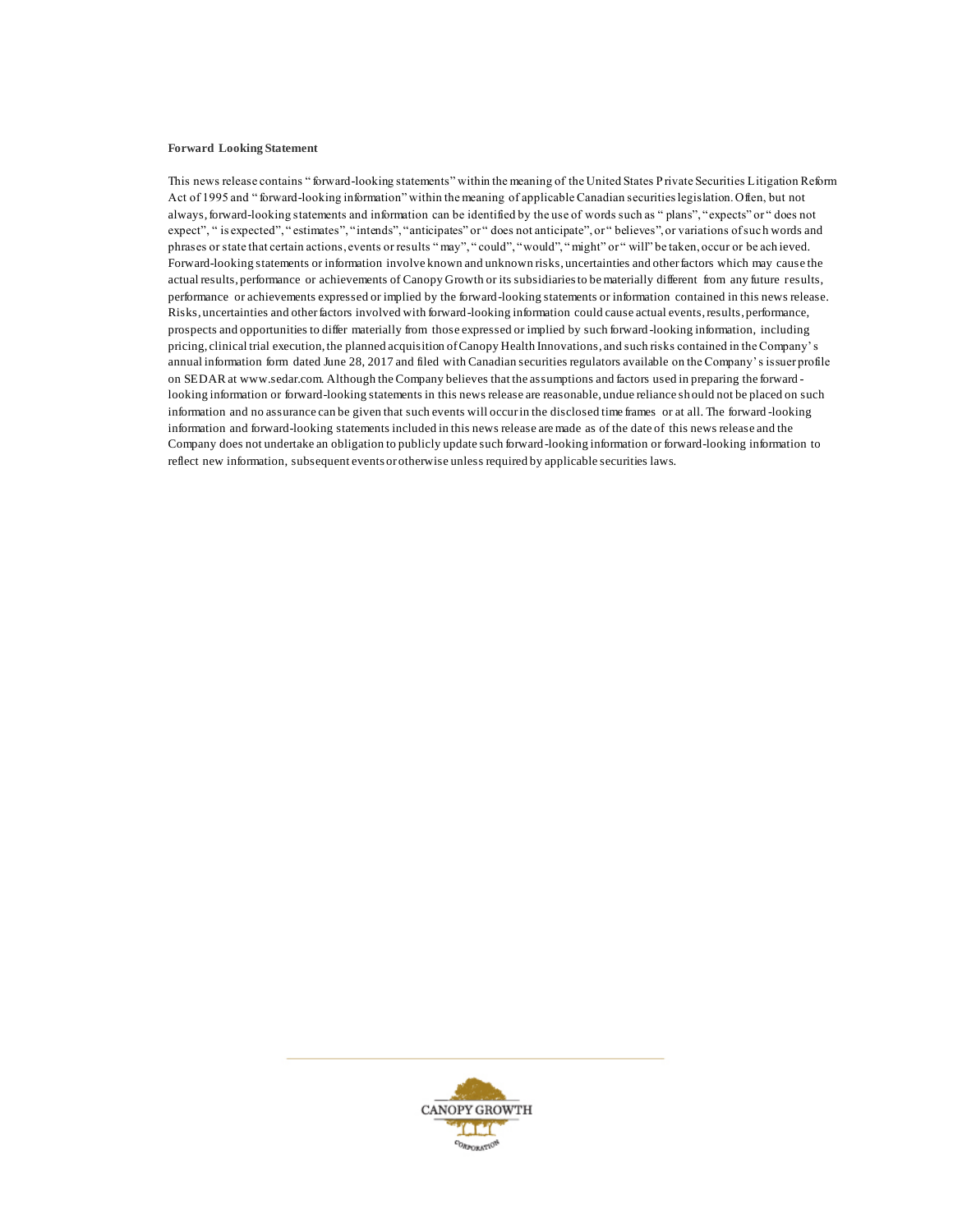**Forward Looking Statement**

This news release contains "forward-looking statements" within the meaning of the United States Private Securities Litigation Reform Act of 1995 and "forward-looking information" within the meaning of applicable Canadian securities legislation. Often, but not always, forward-looking statements and information can be identified by the use of words such as "plans", "expects" or "does not expect", "is expected", "estimates", "intends", "anticipates" or "does not anticipate", or "believes", or variations of such words and phrases or state that certain actions, events or results "may", "could", "would", "might" or "will" be taken, occur or be achieved. Forward-looking statements or information involve known and unknown risks, uncertainties and other factors which may cause the actual results, performance or achievements of Canopy Growth or its subsidiaries to be materially different from any future results, performance or achievements expressed or implied by the forward-looking statements or information contained in this news release. Risks, uncertainties and other factors involved with forward-looking information could cause actual events, results, performance, prospects and opportunities to differ materially from those expressed or implied by such forward-looking information, including pricing, clinical trial execution, the planned acquisition of Canopy Health Innovations, and such risks contained in the Company's annual information form dated June 28, 2017 and filed with Canadian securities regulators available on the Company's issuer profile on SEDAR at www.sedar.com. Although the Company believes that the assumptions and factors used in preparing the forward-looking information or forward-looking statements in this news release are reasonable, undue reliance should not be placed on such information and no assurance can be given that such events will occur in the disclosed time frames or at all. The forward-looking information and forward-looking statements included in this news release are made as of the date of this news release and the Company does not undertake an obligation to publicly update such forward-looking information or forward-looking information to reflect new information, subsequent events or otherwise unless required by applicable securities laws.